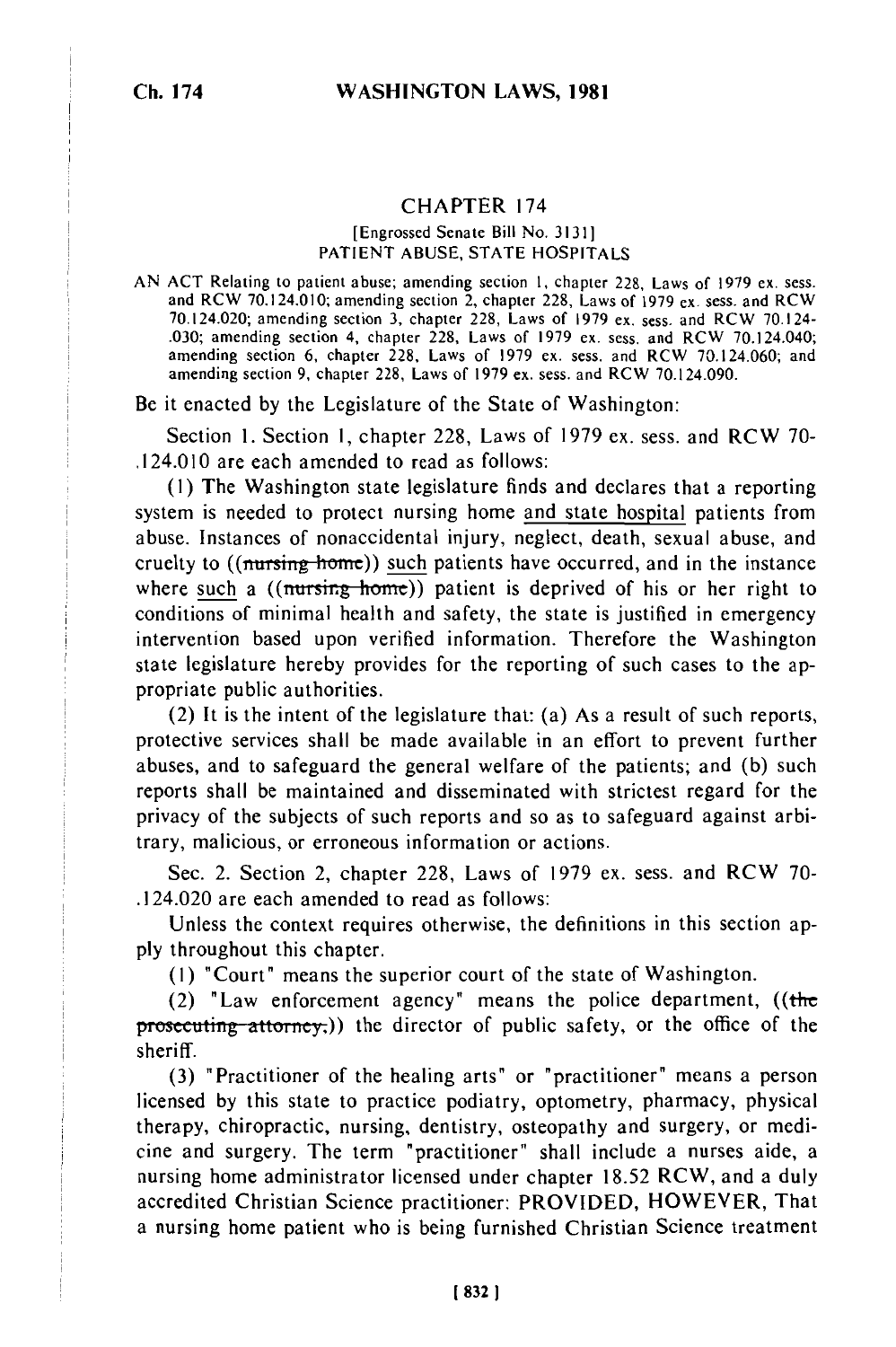# CHAPTER 174

[Engrossed Senate Bill No. 3131]

PATIENT ABUSE, STATE HOSPITALS

AN ACT Relating to patient abuse; amending section 1, chapter 228, Laws of 1979 ex. sess. and RCW 70.124.010; amending section 2, chapter 228, Laws of 1979 ex. sess. and RCW 70.124.020; amending section 3, chapter 228, Laws of 1979 ex. sess. and RCW 70.124-.030; amending section 4, chapter 228, Laws of 1979 ex. sess. and RCW 70.124.040; amending section 6, chapter 228, Laws of 1979 ex. sess. and RCW 70.124.060; and amending section 9, chapter 228, Laws of 1979 ex. sess. and RCW 70.124.090.

Be it enacted by the Legislature of the State of Washington:

Section 1. Section 1, chapter 228, Laws of 1979 ex. sess. and RCW 70-.124.010 are each amended to read as follows:

(1) The Washington state legislature finds and declares that a reporting system is needed to protect nursing home and state hospital patients from abuse. Instances of nonaccidental injury, neglect, death, sexual abuse, and cruelty to ((~~nursing home~~)) such patients have occurred, and in the instance where such a ((~~nursing home~~)) patient is deprived of his or her right to conditions of minimal health and safety, the state is justified in emergency intervention based upon verified information. Therefore the Washington state legislature hereby provides for the reporting of such cases to the appropriate public authorities.

(2) It is the intent of the legislature that: (a) As a result of such reports, protective services shall be made available in an effort to prevent further abuses, and to safeguard the general welfare of the patients; and (b) such reports shall be maintained and disseminated with strictest regard for the privacy of the subjects of such reports and so as to safeguard against arbitrary, malicious, or erroneous information or actions.

Sec. 2. Section 2, chapter 228, Laws of 1979 ex. sess. and RCW 70-.124.020 are each amended to read as follows:

Unless the context requires otherwise, the definitions in this section apply throughout this chapter.

(1) "Court" means the superior court of the state of Washington.

(2) "Law enforcement agency" means the police department, ((~~the prosecuting attorney,~~)) the director of public safety, or the office of the sheriff.

(3) "Practitioner of the healing arts" or "practitioner" means a person licensed by this state to practice podiatry, optometry, pharmacy, physical therapy, chiropractic, nursing, dentistry, osteopathy and surgery, or medicine and surgery. The term "practitioner" shall include a nurses aide, a nursing home administrator licensed under chapter 18.52 RCW, and a duly accredited Christian Science practitioner: PROVIDED, HOWEVER, That a nursing home patient who is being furnished Christian Science treatment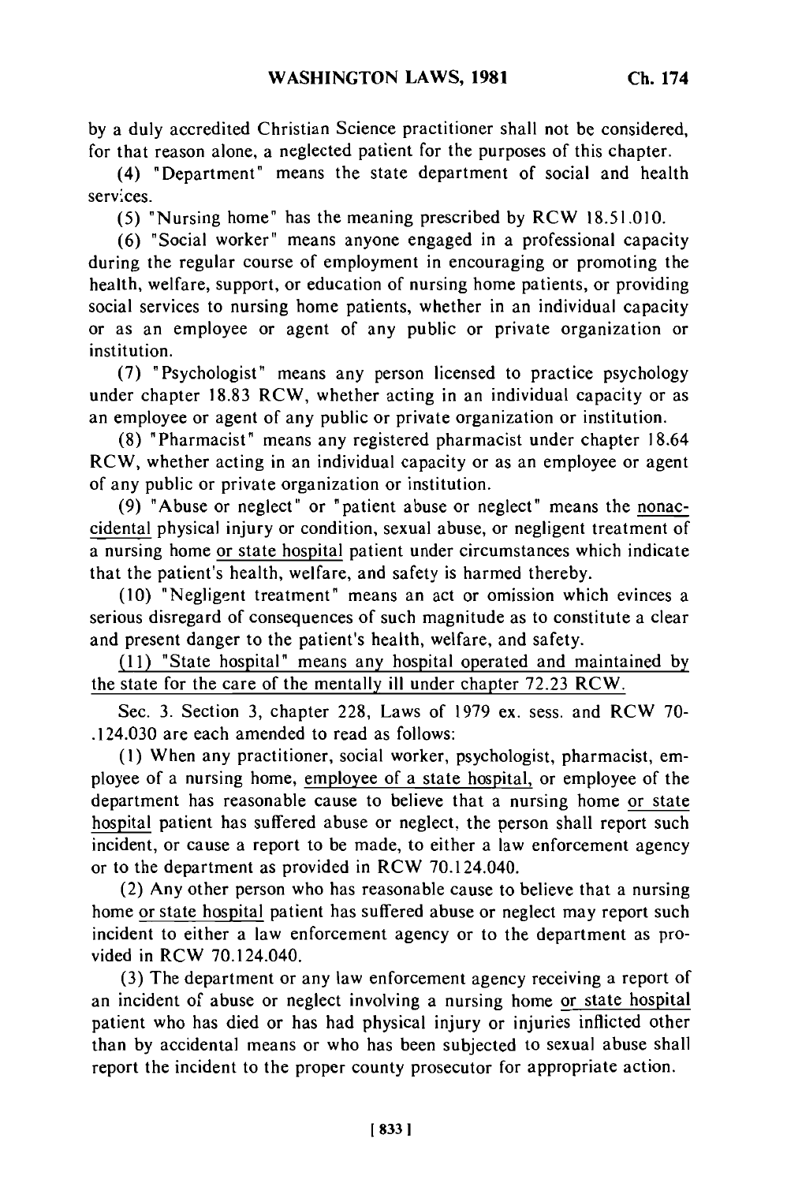by a duly accredited Christian Science practitioner shall not be considered, for that reason alone, a neglected patient for the purposes of this chapter.

(4) "Department" means the state department of social and health services.

(5) "Nursing home" has the meaning prescribed by RCW 18.51.010.

(6) "Social worker" means anyone engaged in a professional capacity during the regular course of employment in encouraging or promoting the health, welfare, support, or education of nursing home patients, or providing social services to nursing home patients, whether in an individual capacity or as an employee or agent of any public or private organization or institution.

(7) "Psychologist" means any person licensed to practice psychology under chapter 18.83 RCW, whether acting in an individual capacity or as an employee or agent of any public or private organization or institution.

(8) "Pharmacist" means any registered pharmacist under chapter 18.64 RCW, whether acting in an individual capacity or as an employee or agent of any public or private organization or institution.

(9) "Abuse or neglect" or "patient abuse or neglect" means the nonaccidental physical injury or condition, sexual abuse, or negligent treatment of a nursing home or state hospital patient under circumstances which indicate that the patient's health, welfare, and safety is harmed thereby.

(10) "Negligent treatment" means an act or omission which evinces a serious disregard of consequences of such magnitude as to constitute a clear and present danger to the patient's health, welfare, and safety.

(11) "State hospital" means any hospital operated and maintained by the state for the care of the mentally ill under chapter 72.23 RCW.

Sec. 3. Section 3, chapter 228, Laws of 1979 ex. sess. and RCW 70-.124.030 are each amended to read as follows:

(1) When any practitioner, social worker, psychologist, pharmacist, employee of a nursing home, employee of a state hospital, or employee of the department has reasonable cause to believe that a nursing home or state hospital patient has suffered abuse or neglect, the person shall report such incident, or cause a report to be made, to either a law enforcement agency or to the department as provided in RCW 70.124.040.

(2) Any other person who has reasonable cause to believe that a nursing home or state hospital patient has suffered abuse or neglect may report such incident to either a law enforcement agency or to the department as provided in RCW 70.124.040.

(3) The department or any law enforcement agency receiving a report of an incident of abuse or neglect involving a nursing home or state hospital patient who has died or has had physical injury or injuries inflicted other than by accidental means or who has been subjected to sexual abuse shall report the incident to the proper county prosecutor for appropriate action.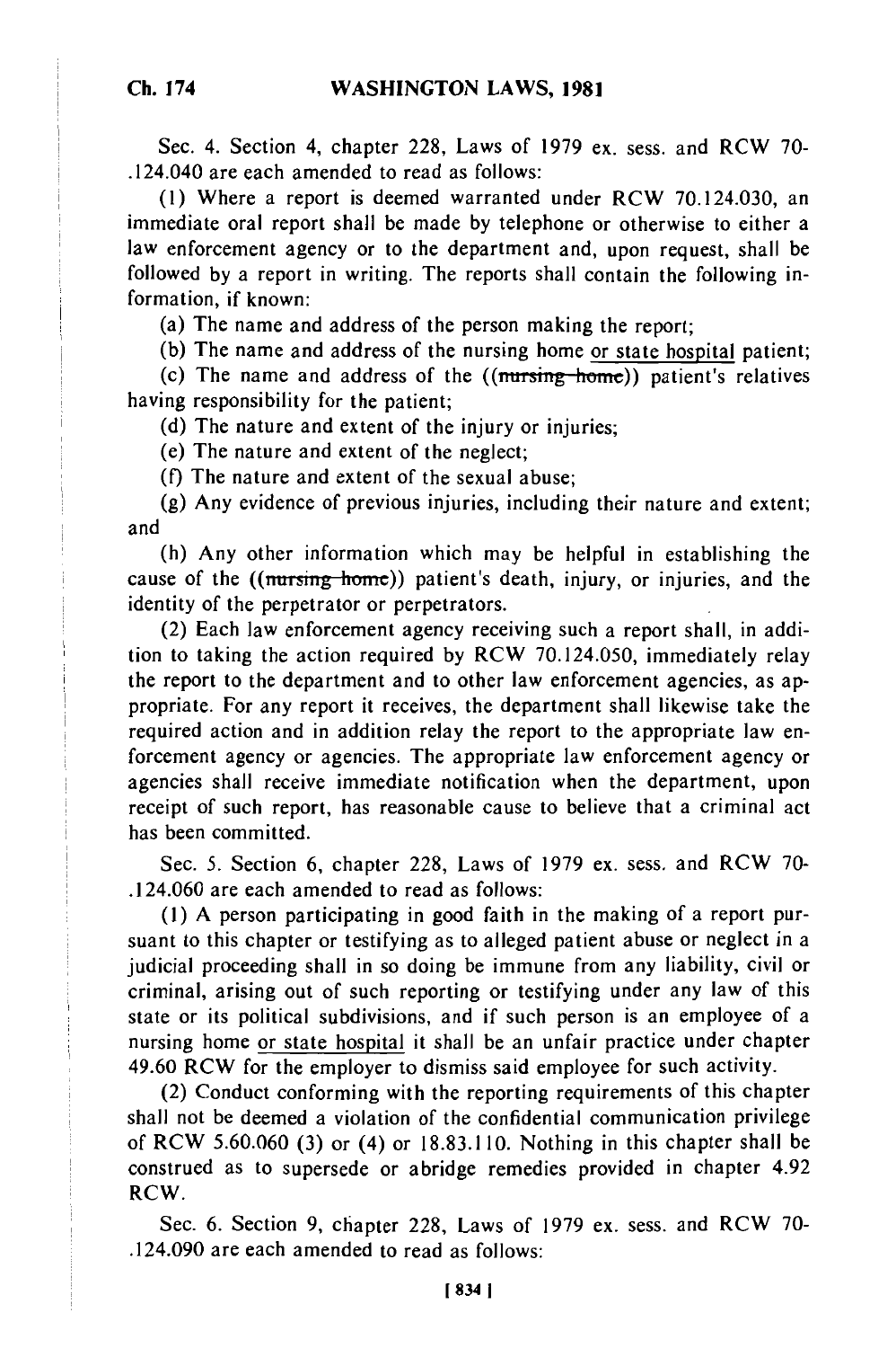Sec. 4. Section 4, chapter 228, Laws of 1979 ex. sess. and RCW 70-.124.040 are each amended to read as follows:

(1) Where a report is deemed warranted under RCW 70.124.030, an immediate oral report shall be made by telephone or otherwise to either a law enforcement agency or to the department and, upon request, shall be followed by a report in writing. The reports shall contain the following information, if known:

(a) The name and address of the person making the report;

(b) The name and address of the nursing home or state hospital patient;

(c) The name and address of the ((~~nursing home~~)) patient's relatives having responsibility for the patient;

(d) The nature and extent of the injury or injuries;

(e) The nature and extent of the neglect;

(f) The nature and extent of the sexual abuse;

(g) Any evidence of previous injuries, including their nature and extent; and

(h) Any other information which may be helpful in establishing the cause of the ((~~nursing home~~)) patient's death, injury, or injuries, and the identity of the perpetrator or perpetrators.

(2) Each law enforcement agency receiving such a report shall, in addition to taking the action required by RCW 70.124.050, immediately relay the report to the department and to other law enforcement agencies, as appropriate. For any report it receives, the department shall likewise take the required action and in addition relay the report to the appropriate law enforcement agency or agencies. The appropriate law enforcement agency or agencies shall receive immediate notification when the department, upon receipt of such report, has reasonable cause to believe that a criminal act has been committed.

Sec. 5. Section 6, chapter 228, Laws of 1979 ex. sess. and RCW 70-.124.060 are each amended to read as follows:

(1) A person participating in good faith in the making of a report pursuant to this chapter or testifying as to alleged patient abuse or neglect in a judicial proceeding shall in so doing be immune from any liability, civil or criminal, arising out of such reporting or testifying under any law of this state or its political subdivisions, and if such person is an employee of a nursing home or state hospital it shall be an unfair practice under chapter 49.60 RCW for the employer to dismiss said employee for such activity.

(2) Conduct conforming with the reporting requirements of this chapter shall not be deemed a violation of the confidential communication privilege of RCW 5.60.060 (3) or (4) or 18.83.110. Nothing in this chapter shall be construed as to supersede or abridge remedies provided in chapter 4.92 RCW.

Sec. 6. Section 9, chapter 228, Laws of 1979 ex. sess. and RCW 70-.124.090 are each amended to read as follows: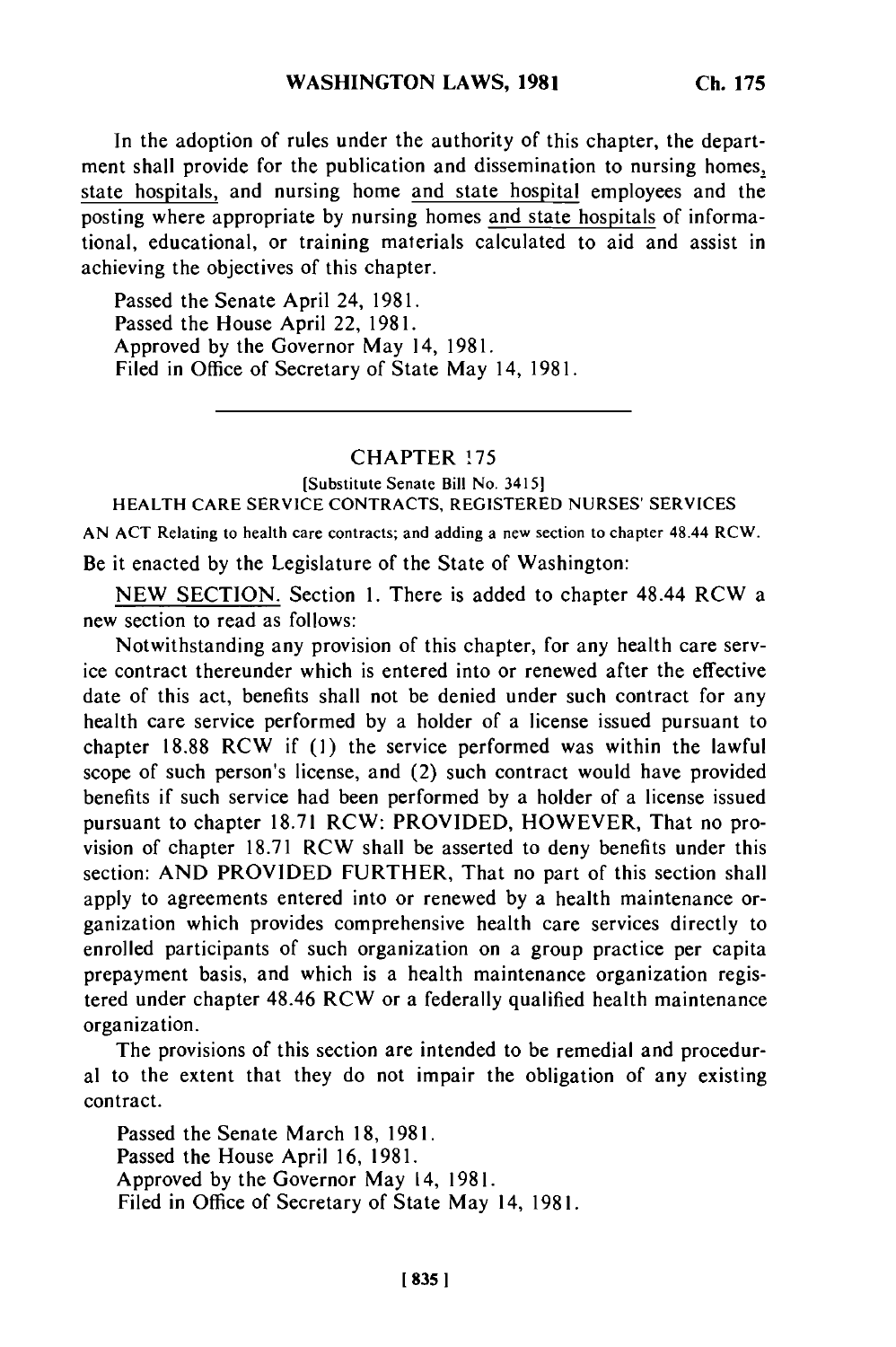In the adoption of rules under the authority of this chapter, the department shall provide for the publication and dissemination to nursing homes, state hospitals, and nursing home and state hospital employees and the posting where appropriate by nursing homes and state hospitals of informational, educational, or training materials calculated to aid and assist in achieving the objectives of this chapter.

Passed the Senate April 24, 1981.
Passed the House April 22, 1981.
Approved by the Governor May 14, 1981.
Filed in Office of Secretary of State May 14, 1981.

---

## CHAPTER 175

[Substitute Senate Bill No. 3415]

### HEALTH CARE SERVICE CONTRACTS, REGISTERED NURSES' SERVICES

AN ACT Relating to health care contracts; and adding a new section to chapter 48.44 RCW.

Be it enacted by the Legislature of the State of Washington:

NEW SECTION. Section 1. There is added to chapter 48.44 RCW a new section to read as follows:

Notwithstanding any provision of this chapter, for any health care service contract thereunder which is entered into or renewed after the effective date of this act, benefits shall not be denied under such contract for any health care service performed by a holder of a license issued pursuant to chapter 18.88 RCW if (1) the service performed was within the lawful scope of such person's license, and (2) such contract would have provided benefits if such service had been performed by a holder of a license issued pursuant to chapter 18.71 RCW: PROVIDED, HOWEVER, That no provision of chapter 18.71 RCW shall be asserted to deny benefits under this section: AND PROVIDED FURTHER, That no part of this section shall apply to agreements entered into or renewed by a health maintenance organization which provides comprehensive health care services directly to enrolled participants of such organization on a group practice per capita prepayment basis, and which is a health maintenance organization registered under chapter 48.46 RCW or a federally qualified health maintenance organization.

The provisions of this section are intended to be remedial and procedural to the extent that they do not impair the obligation of any existing contract.

Passed the Senate March 18, 1981.
Passed the House April 16, 1981.
Approved by the Governor May 14, 1981.
Filed in Office of Secretary of State May 14, 1981.